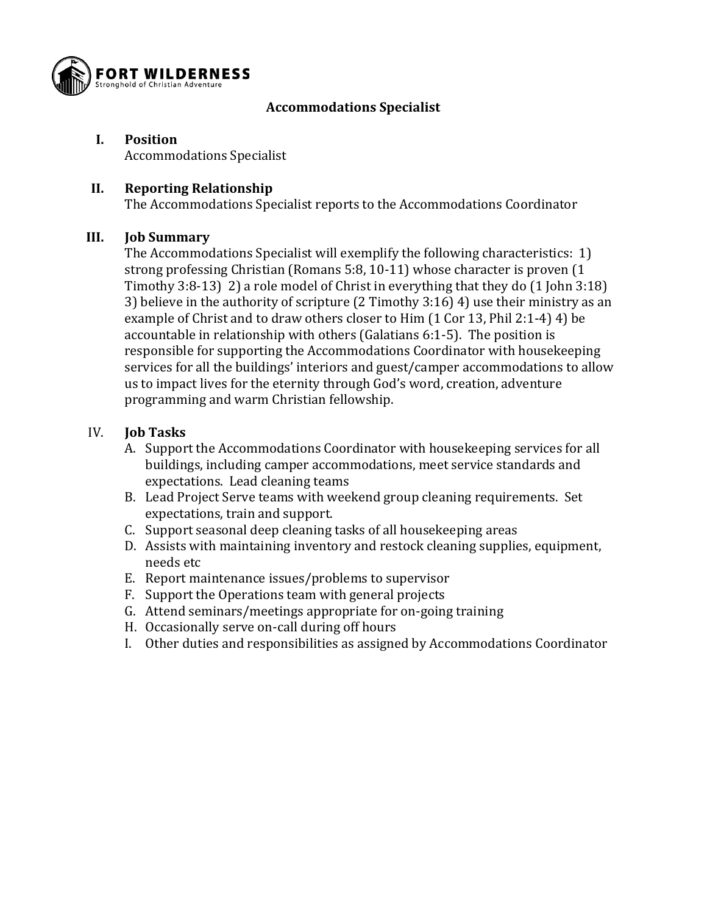FORT WILDERNESS
Stronghold of Christian Adventure

# Accommodations Specialist

## I. Position

Accommodations Specialist

## II. Reporting Relationship

The Accommodations Specialist reports to the Accommodations Coordinator

## III. Job Summary

The Accommodations Specialist will exemplify the following characteristics: 1) strong professing Christian (Romans 5:8, 10-11) whose character is proven (1 Timothy 3:8-13) 2) a role model of Christ in everything that they do (1 John 3:18) 3) believe in the authority of scripture (2 Timothy 3:16) 4) use their ministry as an example of Christ and to draw others closer to Him (1 Cor 13, Phil 2:1-4) 4) be accountable in relationship with others (Galatians 6:1-5). The position is responsible for supporting the Accommodations Coordinator with housekeeping services for all the buildings' interiors and guest/camper accommodations to allow us to impact lives for the eternity through God's word, creation, adventure programming and warm Christian fellowship.

## IV. Job Tasks

A. Support the Accommodations Coordinator with housekeeping services for all buildings, including camper accommodations, meet service standards and expectations. Lead cleaning teams
B. Lead Project Serve teams with weekend group cleaning requirements. Set expectations, train and support.
C. Support seasonal deep cleaning tasks of all housekeeping areas
D. Assists with maintaining inventory and restock cleaning supplies, equipment, needs etc
E. Report maintenance issues/problems to supervisor
F. Support the Operations team with general projects
G. Attend seminars/meetings appropriate for on-going training
H. Occasionally serve on-call during off hours
I. Other duties and responsibilities as assigned by Accommodations Coordinator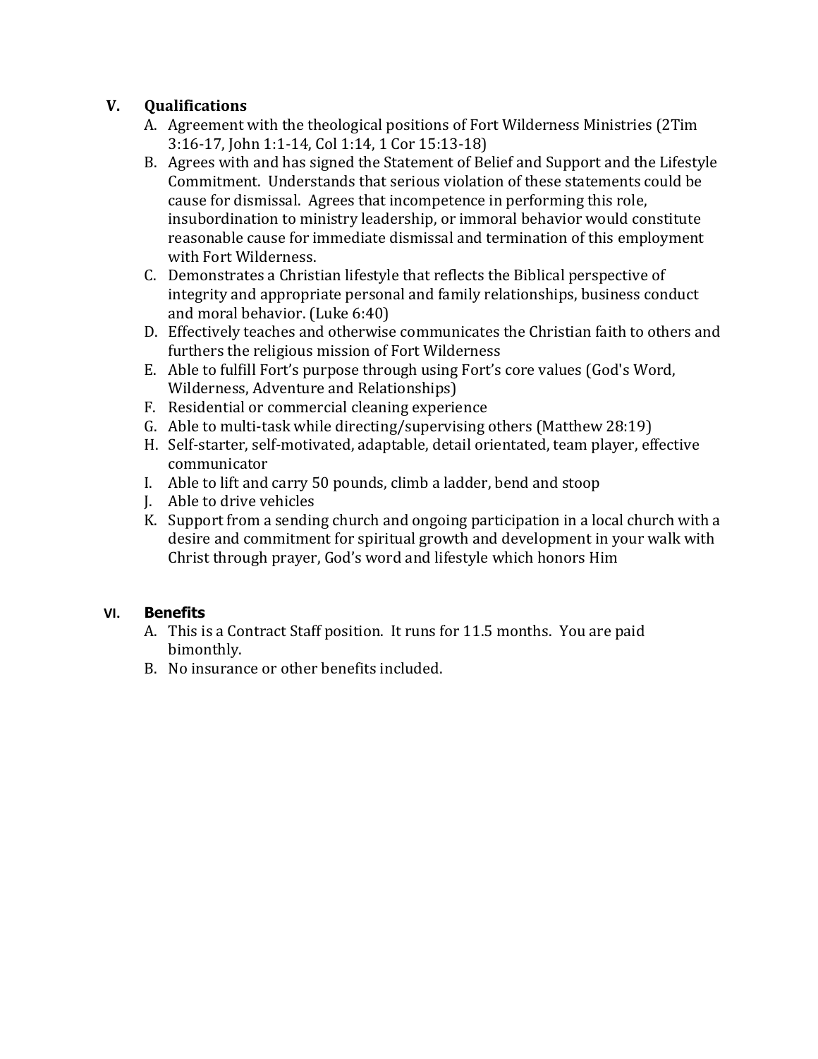## V. Qualifications

A. Agreement with the theological positions of Fort Wilderness Ministries (2Tim 3:16-17, John 1:1-14, Col 1:14, 1 Cor 15:13-18)
B. Agrees with and has signed the Statement of Belief and Support and the Lifestyle Commitment. Understands that serious violation of these statements could be cause for dismissal. Agrees that incompetence in performing this role, insubordination to ministry leadership, or immoral behavior would constitute reasonable cause for immediate dismissal and termination of this employment with Fort Wilderness.
C. Demonstrates a Christian lifestyle that reflects the Biblical perspective of integrity and appropriate personal and family relationships, business conduct and moral behavior. (Luke 6:40)
D. Effectively teaches and otherwise communicates the Christian faith to others and furthers the religious mission of Fort Wilderness
E. Able to fulfill Fort's purpose through using Fort's core values (God's Word, Wilderness, Adventure and Relationships)
F. Residential or commercial cleaning experience
G. Able to multi-task while directing/supervising others (Matthew 28:19)
H. Self-starter, self-motivated, adaptable, detail orientated, team player, effective communicator
I. Able to lift and carry 50 pounds, climb a ladder, bend and stoop
J. Able to drive vehicles
K. Support from a sending church and ongoing participation in a local church with a desire and commitment for spiritual growth and development in your walk with Christ through prayer, God's word and lifestyle which honors Him

## VI. Benefits

A. This is a Contract Staff position. It runs for 11.5 months. You are paid bimonthly.
B. No insurance or other benefits included.